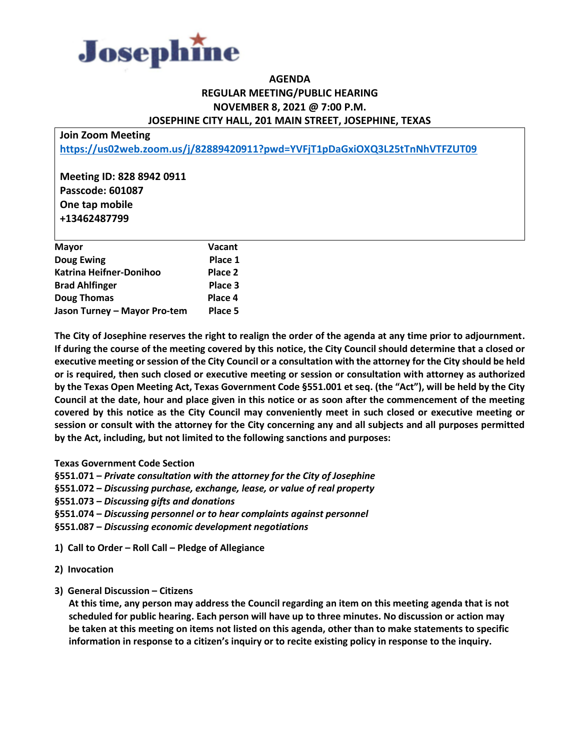# Josephine

## AGENDA
## REGULAR MEETING/PUBLIC HEARING
## NOVEMBER 8, 2021 @ 7:00 P.M.
## JOSEPHINE CITY HALL, 201 MAIN STREET, JOSEPHINE, TEXAS

**Join Zoom Meeting**
**https://us02web.zoom.us/j/82889420911?pwd=YVFjT1pDaGxiOXQ3L25tTnNhVTFZUT09**

**Meeting ID: 828 8942 0911**
**Passcode: 601087**
**One tap mobile**
**+13462487799**

| | |
|---|---|
| **Mayor** | **Vacant** |
| **Doug Ewing** | **Place 1** |
| **Katrina Heifner-Donihoo** | **Place 2** |
| **Brad Ahlfinger** | **Place 3** |
| **Doug Thomas** | **Place 4** |
| **Jason Turney – Mayor Pro-tem** | **Place 5** |

**The City of Josephine reserves the right to realign the order of the agenda at any time prior to adjournment. If during the course of the meeting covered by this notice, the City Council should determine that a closed or executive meeting or session of the City Council or a consultation with the attorney for the City should be held or is required, then such closed or executive meeting or session or consultation with attorney as authorized by the Texas Open Meeting Act, Texas Government Code §551.001 et seq. (the "Act"), will be held by the City Council at the date, hour and place given in this notice or as soon after the commencement of the meeting covered by this notice as the City Council may conveniently meet in such closed or executive meeting or session or consult with the attorney for the City concerning any and all subjects and all purposes permitted by the Act, including, but not limited to the following sanctions and purposes:**

**Texas Government Code Section**
**§551.071 –** ***Private consultation with the attorney for the City of Josephine***
**§551.072 –** ***Discussing purchase, exchange, lease, or value of real property***
**§551.073 –** ***Discussing gifts and donations***
**§551.074 –** ***Discussing personnel or to hear complaints against personnel***
**§551.087 –** ***Discussing economic development negotiations***

1) **Call to Order – Roll Call – Pledge of Allegiance**

2) **Invocation**

3) **General Discussion – Citizens**
   **At this time, any person may address the Council regarding an item on this meeting agenda that is not scheduled for public hearing. Each person will have up to three minutes. No discussion or action may be taken at this meeting on items not listed on this agenda, other than to make statements to specific information in response to a citizen's inquiry or to recite existing policy in response to the inquiry.**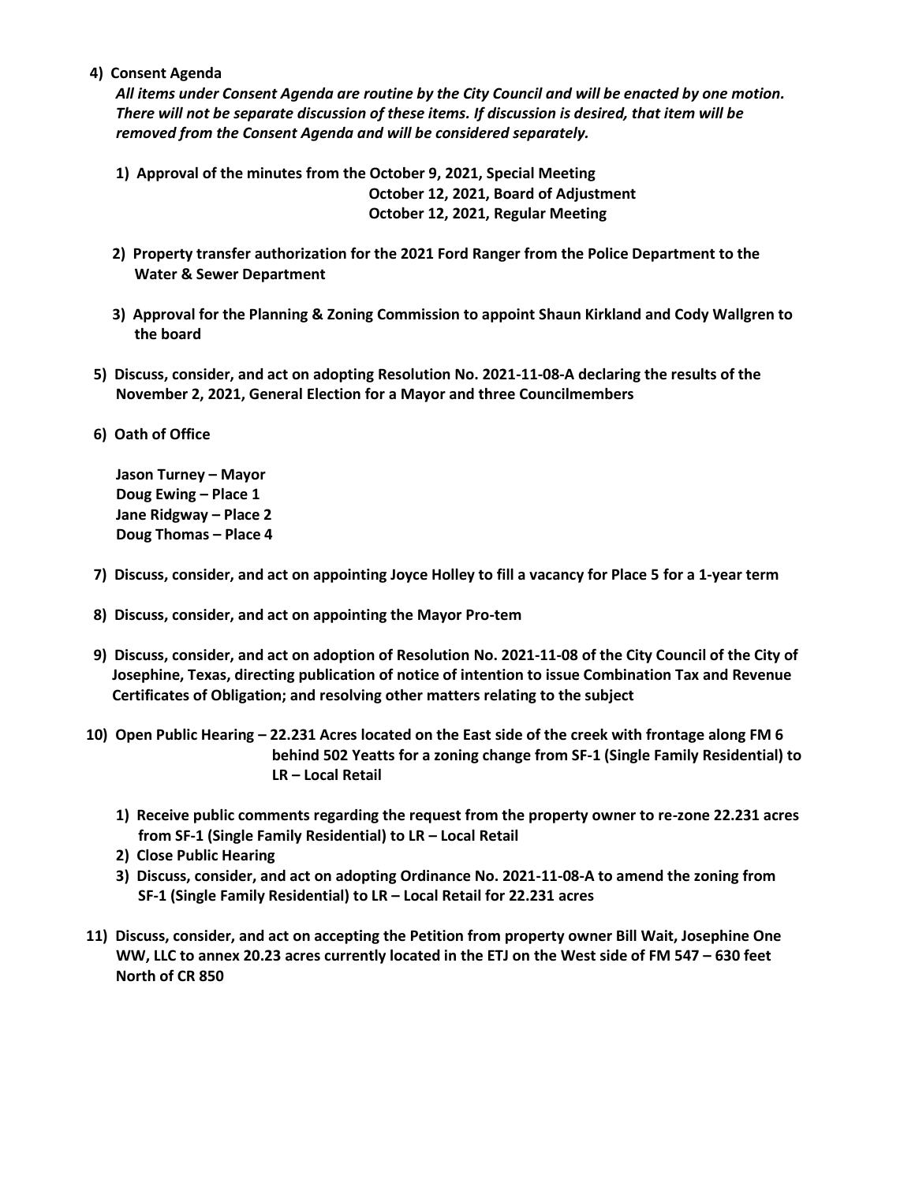**4) Consent Agenda**

***All items under Consent Agenda are routine by the City Council and will be enacted by one motion. There will not be separate discussion of these items. If discussion is desired, that item will be removed from the Consent Agenda and will be considered separately.***

**1) Approval of the minutes from the October 9, 2021, Special Meeting**
**October 12, 2021, Board of Adjustment**
**October 12, 2021, Regular Meeting**

**2) Property transfer authorization for the 2021 Ford Ranger from the Police Department to the Water & Sewer Department**

**3) Approval for the Planning & Zoning Commission to appoint Shaun Kirkland and Cody Wallgren to the board**

**5) Discuss, consider, and act on adopting Resolution No. 2021-11-08-A declaring the results of the November 2, 2021, General Election for a Mayor and three Councilmembers**

**6) Oath of Office**

**Jason Turney – Mayor**
**Doug Ewing – Place 1**
**Jane Ridgway – Place 2**
**Doug Thomas – Place 4**

**7) Discuss, consider, and act on appointing Joyce Holley to fill a vacancy for Place 5 for a 1-year term**

**8) Discuss, consider, and act on appointing the Mayor Pro-tem**

**9) Discuss, consider, and act on adoption of Resolution No. 2021-11-08 of the City Council of the City of Josephine, Texas, directing publication of notice of intention to issue Combination Tax and Revenue Certificates of Obligation; and resolving other matters relating to the subject**

**10) Open Public Hearing – 22.231 Acres located on the East side of the creek with frontage along FM 6 behind 502 Yeatts for a zoning change from SF-1 (Single Family Residential) to LR – Local Retail**

**1) Receive public comments regarding the request from the property owner to re-zone 22.231 acres from SF-1 (Single Family Residential) to LR – Local Retail**
**2) Close Public Hearing**
**3) Discuss, consider, and act on adopting Ordinance No. 2021-11-08-A to amend the zoning from SF-1 (Single Family Residential) to LR – Local Retail for 22.231 acres**

**11) Discuss, consider, and act on accepting the Petition from property owner Bill Wait, Josephine One WW, LLC to annex 20.23 acres currently located in the ETJ on the West side of FM 547 – 630 feet North of CR 850**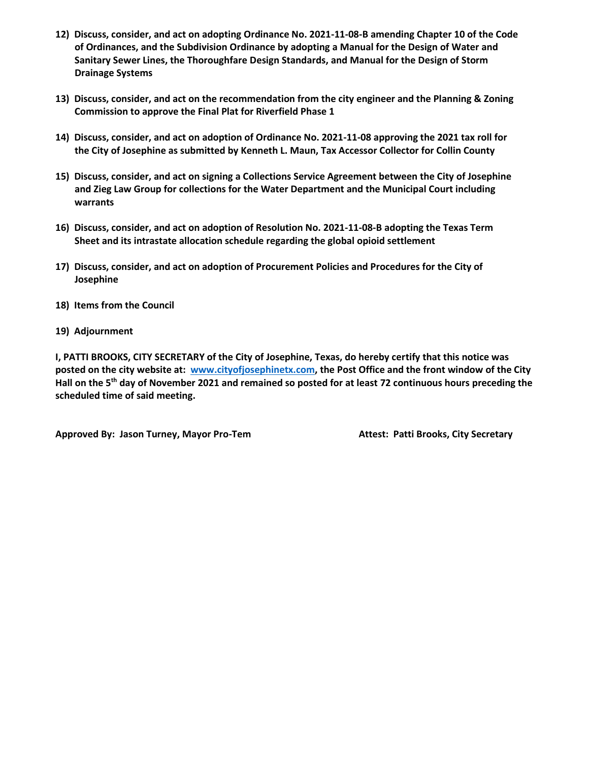**12) Discuss, consider, and act on adopting Ordinance No. 2021-11-08-B amending Chapter 10 of the Code of Ordinances, and the Subdivision Ordinance by adopting a Manual for the Design of Water and Sanitary Sewer Lines, the Thoroughfare Design Standards, and Manual for the Design of Storm Drainage Systems**

**13) Discuss, consider, and act on the recommendation from the city engineer and the Planning & Zoning Commission to approve the Final Plat for Riverfield Phase 1**

**14) Discuss, consider, and act on adoption of Ordinance No. 2021-11-08 approving the 2021 tax roll for the City of Josephine as submitted by Kenneth L. Maun, Tax Accessor Collector for Collin County**

**15) Discuss, consider, and act on signing a Collections Service Agreement between the City of Josephine and Zieg Law Group for collections for the Water Department and the Municipal Court including warrants**

**16) Discuss, consider, and act on adoption of Resolution No. 2021-11-08-B adopting the Texas Term Sheet and its intrastate allocation schedule regarding the global opioid settlement**

**17) Discuss, consider, and act on adoption of Procurement Policies and Procedures for the City of Josephine**

**18) Items from the Council**

**19) Adjournment**

**I, PATTI BROOKS, CITY SECRETARY of the City of Josephine, Texas, do hereby certify that this notice was posted on the city website at: www.cityofjosephinetx.com, the Post Office and the front window of the City Hall on the 5th day of November 2021 and remained so posted for at least 72 continuous hours preceding the scheduled time of said meeting.**

**Approved By: Jason Turney, Mayor Pro-Tem**

**Attest: Patti Brooks, City Secretary**